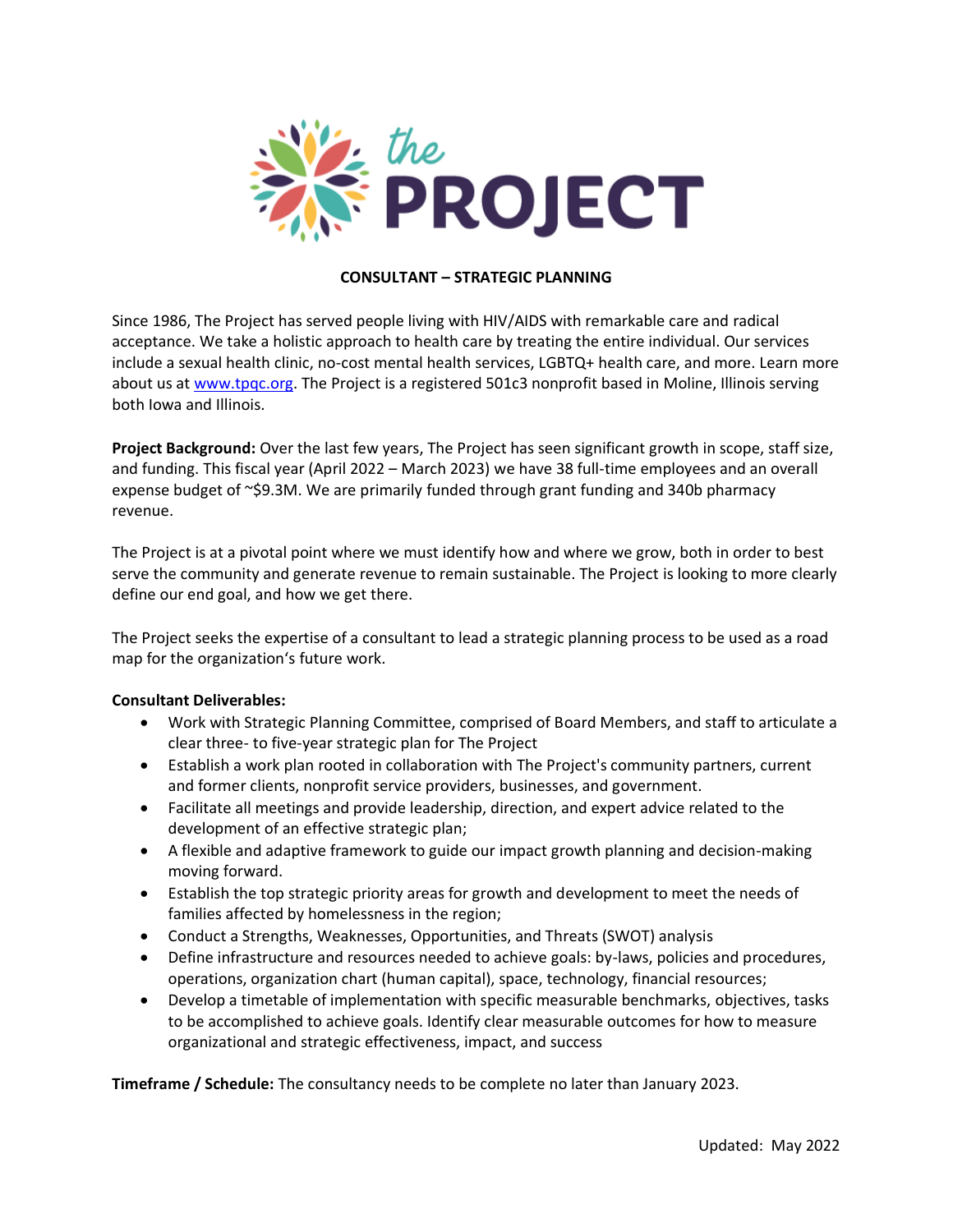the PROJECT

**CONSULTANT – STRATEGIC PLANNING**

Since 1986, The Project has served people living with HIV/AIDS with remarkable care and radical acceptance. We take a holistic approach to health care by treating the entire individual. Our services include a sexual health clinic, no-cost mental health services, LGBTQ+ health care, and more. Learn more about us at [www.tpqc.org](http://www.tpqc.org). The Project is a registered 501c3 nonprofit based in Moline, Illinois serving both Iowa and Illinois.

**Project Background:** Over the last few years, The Project has seen significant growth in scope, staff size, and funding. This fiscal year (April 2022 – March 2023) we have 38 full-time employees and an overall expense budget of ~$9.3M. We are primarily funded through grant funding and 340b pharmacy revenue.

The Project is at a pivotal point where we must identify how and where we grow, both in order to best serve the community and generate revenue to remain sustainable. The Project is looking to more clearly define our end goal, and how we get there.

The Project seeks the expertise of a consultant to lead a strategic planning process to be used as a road map for the organization's future work.

**Consultant Deliverables:**

- Work with Strategic Planning Committee, comprised of Board Members, and staff to articulate a clear three- to five-year strategic plan for The Project
- Establish a work plan rooted in collaboration with The Project's community partners, current and former clients, nonprofit service providers, businesses, and government.
- Facilitate all meetings and provide leadership, direction, and expert advice related to the development of an effective strategic plan;
- A flexible and adaptive framework to guide our impact growth planning and decision-making moving forward.
- Establish the top strategic priority areas for growth and development to meet the needs of families affected by homelessness in the region;
- Conduct a Strengths, Weaknesses, Opportunities, and Threats (SWOT) analysis
- Define infrastructure and resources needed to achieve goals: by-laws, policies and procedures, operations, organization chart (human capital), space, technology, financial resources;
- Develop a timetable of implementation with specific measurable benchmarks, objectives, tasks to be accomplished to achieve goals. Identify clear measurable outcomes for how to measure organizational and strategic effectiveness, impact, and success

**Timeframe / Schedule:** The consultancy needs to be complete no later than January 2023.

Updated: May 2022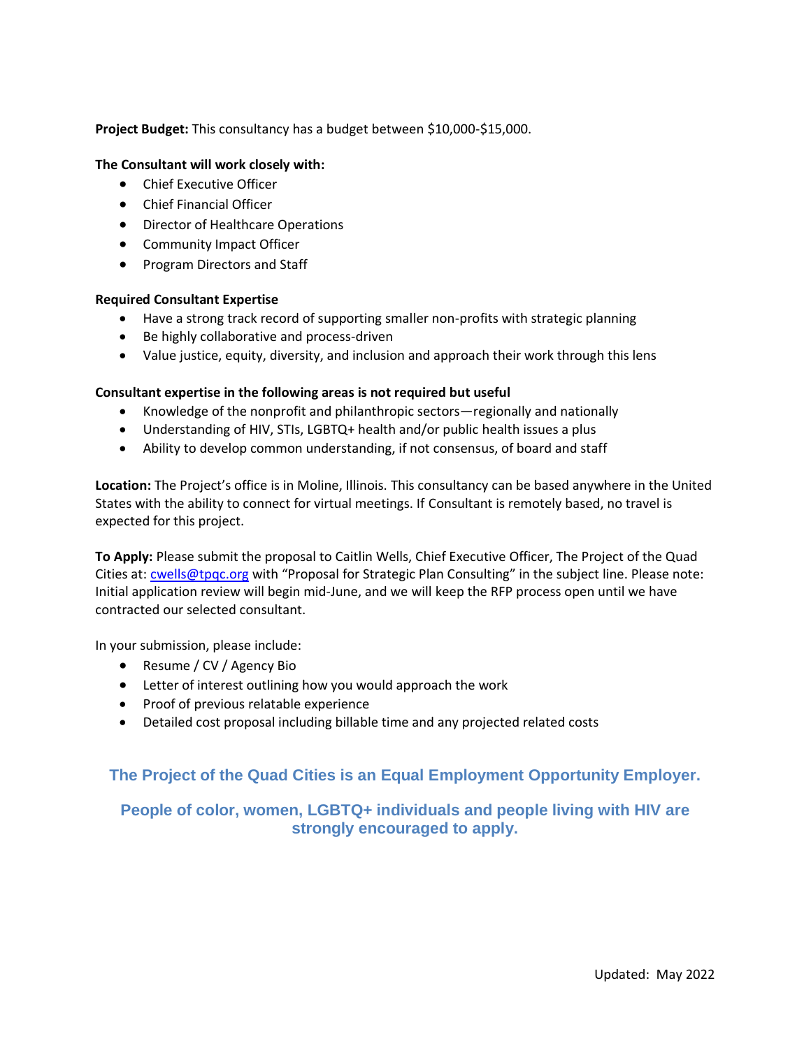**Project Budget:** This consultancy has a budget between $10,000-$15,000.

**The Consultant will work closely with:**

- Chief Executive Officer
- Chief Financial Officer
- Director of Healthcare Operations
- Community Impact Officer
- Program Directors and Staff

**Required Consultant Expertise**

- Have a strong track record of supporting smaller non-profits with strategic planning
- Be highly collaborative and process-driven
- Value justice, equity, diversity, and inclusion and approach their work through this lens

**Consultant expertise in the following areas is not required but useful**

- Knowledge of the nonprofit and philanthropic sectors—regionally and nationally
- Understanding of HIV, STIs, LGBTQ+ health and/or public health issues a plus
- Ability to develop common understanding, if not consensus, of board and staff

**Location:** The Project's office is in Moline, Illinois. This consultancy can be based anywhere in the United States with the ability to connect for virtual meetings. If Consultant is remotely based, no travel is expected for this project.

**To Apply:** Please submit the proposal to Caitlin Wells, Chief Executive Officer, The Project of the Quad Cities at: cwells@tpqc.org with "Proposal for Strategic Plan Consulting" in the subject line. Please note: Initial application review will begin mid-June, and we will keep the RFP process open until we have contracted our selected consultant.

In your submission, please include:

- Resume / CV / Agency Bio
- Letter of interest outlining how you would approach the work
- Proof of previous relatable experience
- Detailed cost proposal including billable time and any projected related costs

**The Project of the Quad Cities is an Equal Employment Opportunity Employer.**

**People of color, women, LGBTQ+ individuals and people living with HIV are strongly encouraged to apply.**

Updated: May 2022